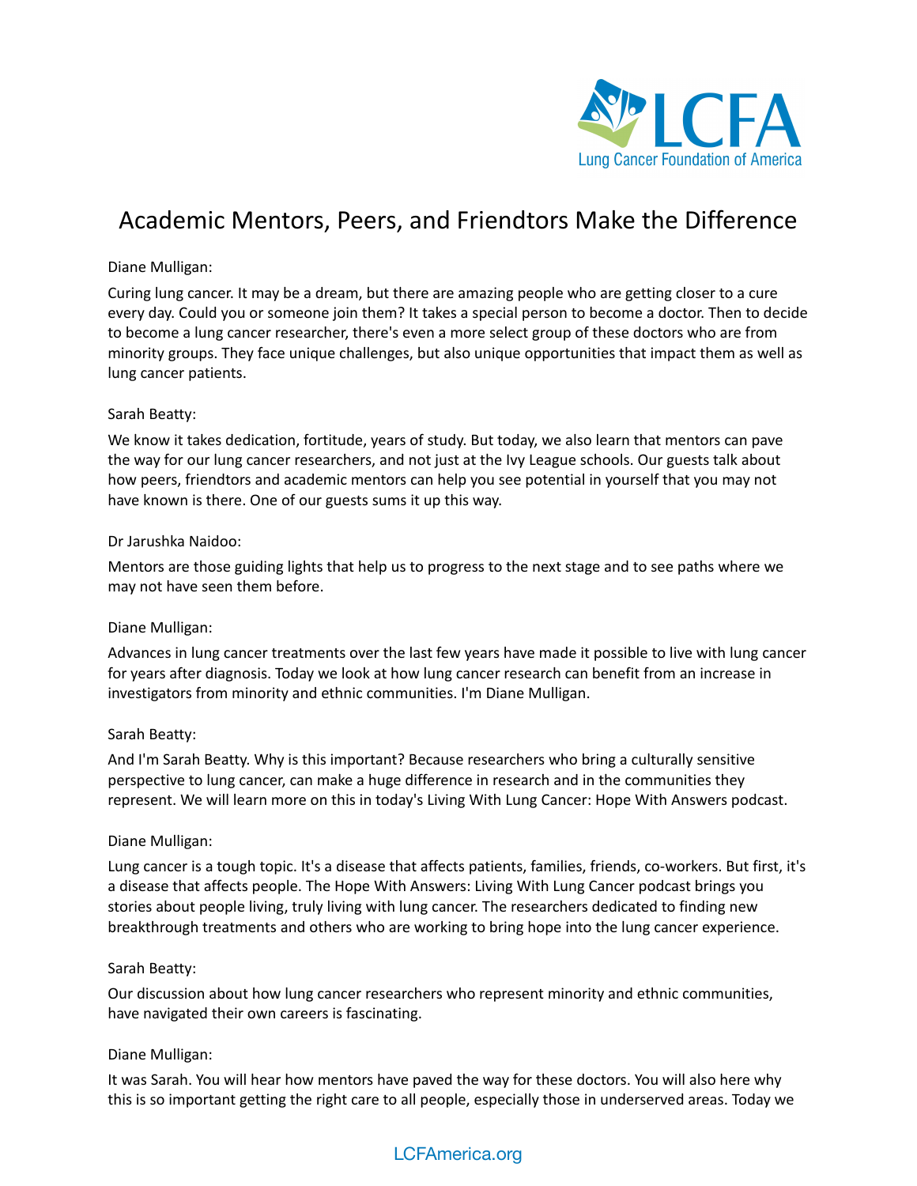# Academic Mentors, Peers, and Friendtors Make the Difference

Diane Mulligan:

Curing lung cancer. It may be a dream, but there are amazing people who are getting closer to a cure every day. Could you or someone join them? It takes a special person to become a doctor. Then to decide to become a lung cancer researcher, there's even a more select group of these doctors who are from minority groups. They face unique challenges, but also unique opportunities that impact them as well as lung cancer patients.

Sarah Beatty:

We know it takes dedication, fortitude, years of study. But today, we also learn that mentors can pave the way for our lung cancer researchers, and not just at the Ivy League schools. Our guests talk about how peers, friendtors and academic mentors can help you see potential in yourself that you may not have known is there. One of our guests sums it up this way.

Dr Jarushka Naidoo:

Mentors are those guiding lights that help us to progress to the next stage and to see paths where we may not have seen them before.

Diane Mulligan:

Advances in lung cancer treatments over the last few years have made it possible to live with lung cancer for years after diagnosis. Today we look at how lung cancer research can benefit from an increase in investigators from minority and ethnic communities. I'm Diane Mulligan.

Sarah Beatty:

And I'm Sarah Beatty. Why is this important? Because researchers who bring a culturally sensitive perspective to lung cancer, can make a huge difference in research and in the communities they represent. We will learn more on this in today's Living With Lung Cancer: Hope With Answers podcast.

Diane Mulligan:

Lung cancer is a tough topic. It's a disease that affects patients, families, friends, co-workers. But first, it's a disease that affects people. The Hope With Answers: Living With Lung Cancer podcast brings you stories about people living, truly living with lung cancer. The researchers dedicated to finding new breakthrough treatments and others who are working to bring hope into the lung cancer experience.

Sarah Beatty:

Our discussion about how lung cancer researchers who represent minority and ethnic communities, have navigated their own careers is fascinating.

Diane Mulligan:

It was Sarah. You will hear how mentors have paved the way for these doctors. You will also here why this is so important getting the right care to all people, especially those in underserved areas. Today we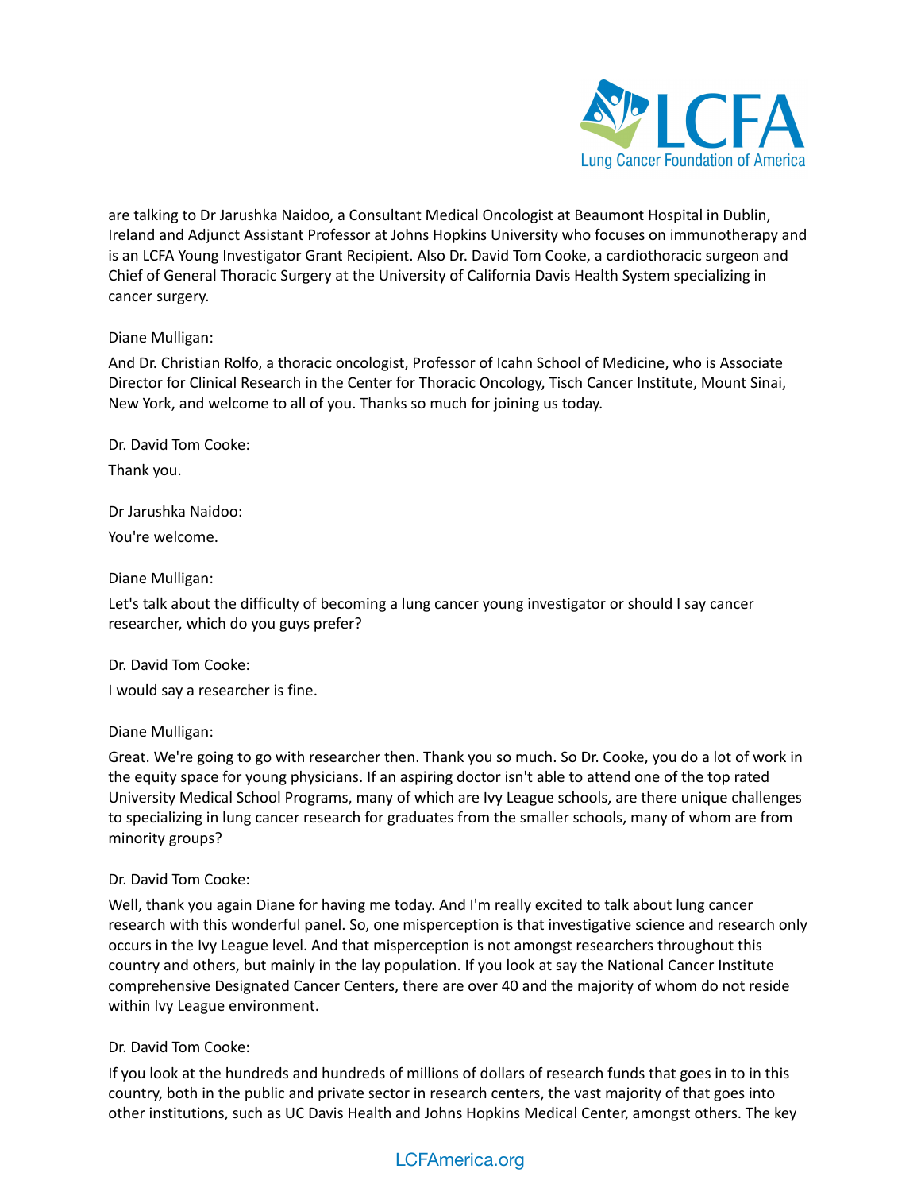are talking to Dr Jarushka Naidoo, a Consultant Medical Oncologist at Beaumont Hospital in Dublin, Ireland and Adjunct Assistant Professor at Johns Hopkins University who focuses on immunotherapy and is an LCFA Young Investigator Grant Recipient. Also Dr. David Tom Cooke, a cardiothoracic surgeon and Chief of General Thoracic Surgery at the University of California Davis Health System specializing in cancer surgery.

Diane Mulligan:

And Dr. Christian Rolfo, a thoracic oncologist, Professor of Icahn School of Medicine, who is Associate Director for Clinical Research in the Center for Thoracic Oncology, Tisch Cancer Institute, Mount Sinai, New York, and welcome to all of you. Thanks so much for joining us today.

Dr. David Tom Cooke:

Thank you.

Dr Jarushka Naidoo:

You're welcome.

Diane Mulligan:

Let's talk about the difficulty of becoming a lung cancer young investigator or should I say cancer researcher, which do you guys prefer?

Dr. David Tom Cooke:

I would say a researcher is fine.

Diane Mulligan:

Great. We're going to go with researcher then. Thank you so much. So Dr. Cooke, you do a lot of work in the equity space for young physicians. If an aspiring doctor isn't able to attend one of the top rated University Medical School Programs, many of which are Ivy League schools, are there unique challenges to specializing in lung cancer research for graduates from the smaller schools, many of whom are from minority groups?

Dr. David Tom Cooke:

Well, thank you again Diane for having me today. And I'm really excited to talk about lung cancer research with this wonderful panel. So, one misperception is that investigative science and research only occurs in the Ivy League level. And that misperception is not amongst researchers throughout this country and others, but mainly in the lay population. If you look at say the National Cancer Institute comprehensive Designated Cancer Centers, there are over 40 and the majority of whom do not reside within Ivy League environment.

Dr. David Tom Cooke:

If you look at the hundreds and hundreds of millions of dollars of research funds that goes in to in this country, both in the public and private sector in research centers, the vast majority of that goes into other institutions, such as UC Davis Health and Johns Hopkins Medical Center, amongst others. The key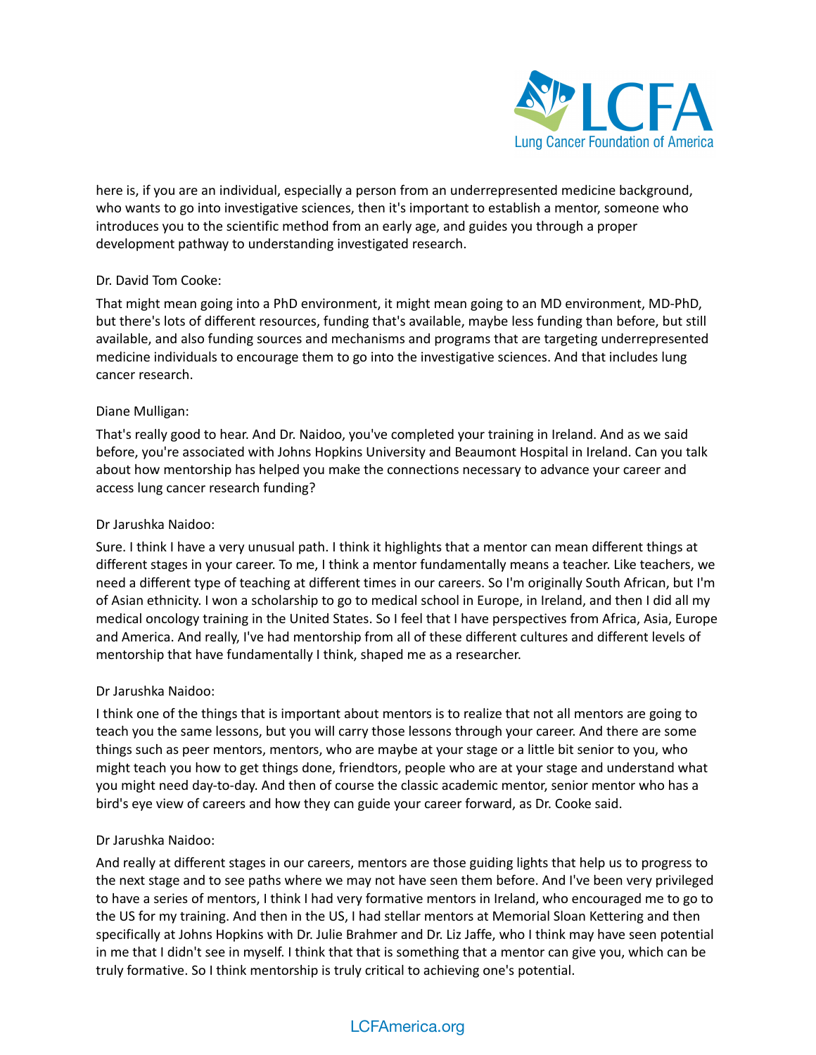here is, if you are an individual, especially a person from an underrepresented medicine background, who wants to go into investigative sciences, then it's important to establish a mentor, someone who introduces you to the scientific method from an early age, and guides you through a proper development pathway to understanding investigated research.

Dr. David Tom Cooke:

That might mean going into a PhD environment, it might mean going to an MD environment, MD-PhD, but there's lots of different resources, funding that's available, maybe less funding than before, but still available, and also funding sources and mechanisms and programs that are targeting underrepresented medicine individuals to encourage them to go into the investigative sciences. And that includes lung cancer research.

Diane Mulligan:

That's really good to hear. And Dr. Naidoo, you've completed your training in Ireland. And as we said before, you're associated with Johns Hopkins University and Beaumont Hospital in Ireland. Can you talk about how mentorship has helped you make the connections necessary to advance your career and access lung cancer research funding?

Dr Jarushka Naidoo:

Sure. I think I have a very unusual path. I think it highlights that a mentor can mean different things at different stages in your career. To me, I think a mentor fundamentally means a teacher. Like teachers, we need a different type of teaching at different times in our careers. So I'm originally South African, but I'm of Asian ethnicity. I won a scholarship to go to medical school in Europe, in Ireland, and then I did all my medical oncology training in the United States. So I feel that I have perspectives from Africa, Asia, Europe and America. And really, I've had mentorship from all of these different cultures and different levels of mentorship that have fundamentally I think, shaped me as a researcher.

Dr Jarushka Naidoo:

I think one of the things that is important about mentors is to realize that not all mentors are going to teach you the same lessons, but you will carry those lessons through your career. And there are some things such as peer mentors, mentors, who are maybe at your stage or a little bit senior to you, who might teach you how to get things done, friendtors, people who are at your stage and understand what you might need day-to-day. And then of course the classic academic mentor, senior mentor who has a bird's eye view of careers and how they can guide your career forward, as Dr. Cooke said.

Dr Jarushka Naidoo:

And really at different stages in our careers, mentors are those guiding lights that help us to progress to the next stage and to see paths where we may not have seen them before. And I've been very privileged to have a series of mentors, I think I had very formative mentors in Ireland, who encouraged me to go to the US for my training. And then in the US, I had stellar mentors at Memorial Sloan Kettering and then specifically at Johns Hopkins with Dr. Julie Brahmer and Dr. Liz Jaffe, who I think may have seen potential in me that I didn't see in myself. I think that that is something that a mentor can give you, which can be truly formative. So I think mentorship is truly critical to achieving one's potential.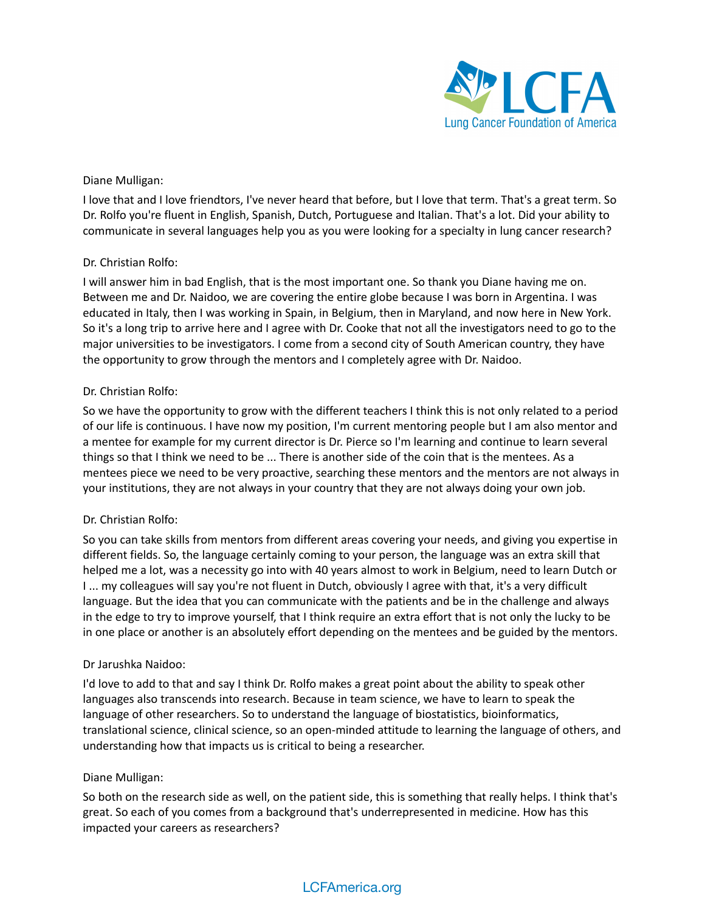Diane Mulligan:

I love that and I love friendtors, I've never heard that before, but I love that term. That's a great term. So Dr. Rolfo you're fluent in English, Spanish, Dutch, Portuguese and Italian. That's a lot. Did your ability to communicate in several languages help you as you were looking for a specialty in lung cancer research?

Dr. Christian Rolfo:

I will answer him in bad English, that is the most important one. So thank you Diane having me on. Between me and Dr. Naidoo, we are covering the entire globe because I was born in Argentina. I was educated in Italy, then I was working in Spain, in Belgium, then in Maryland, and now here in New York. So it's a long trip to arrive here and I agree with Dr. Cooke that not all the investigators need to go to the major universities to be investigators. I come from a second city of South American country, they have the opportunity to grow through the mentors and I completely agree with Dr. Naidoo.

Dr. Christian Rolfo:

So we have the opportunity to grow with the different teachers I think this is not only related to a period of our life is continuous. I have now my position, I'm current mentoring people but I am also mentor and a mentee for example for my current director is Dr. Pierce so I'm learning and continue to learn several things so that I think we need to be ... There is another side of the coin that is the mentees. As a mentees piece we need to be very proactive, searching these mentors and the mentors are not always in your institutions, they are not always in your country that they are not always doing your own job.

Dr. Christian Rolfo:

So you can take skills from mentors from different areas covering your needs, and giving you expertise in different fields. So, the language certainly coming to your person, the language was an extra skill that helped me a lot, was a necessity go into with 40 years almost to work in Belgium, need to learn Dutch or I ... my colleagues will say you're not fluent in Dutch, obviously I agree with that, it's a very difficult language. But the idea that you can communicate with the patients and be in the challenge and always in the edge to try to improve yourself, that I think require an extra effort that is not only the lucky to be in one place or another is an absolutely effort depending on the mentees and be guided by the mentors.

Dr Jarushka Naidoo:

I'd love to add to that and say I think Dr. Rolfo makes a great point about the ability to speak other languages also transcends into research. Because in team science, we have to learn to speak the language of other researchers. So to understand the language of biostatistics, bioinformatics, translational science, clinical science, so an open-minded attitude to learning the language of others, and understanding how that impacts us is critical to being a researcher.

Diane Mulligan:

So both on the research side as well, on the patient side, this is something that really helps. I think that's great. So each of you comes from a background that's underrepresented in medicine. How has this impacted your careers as researchers?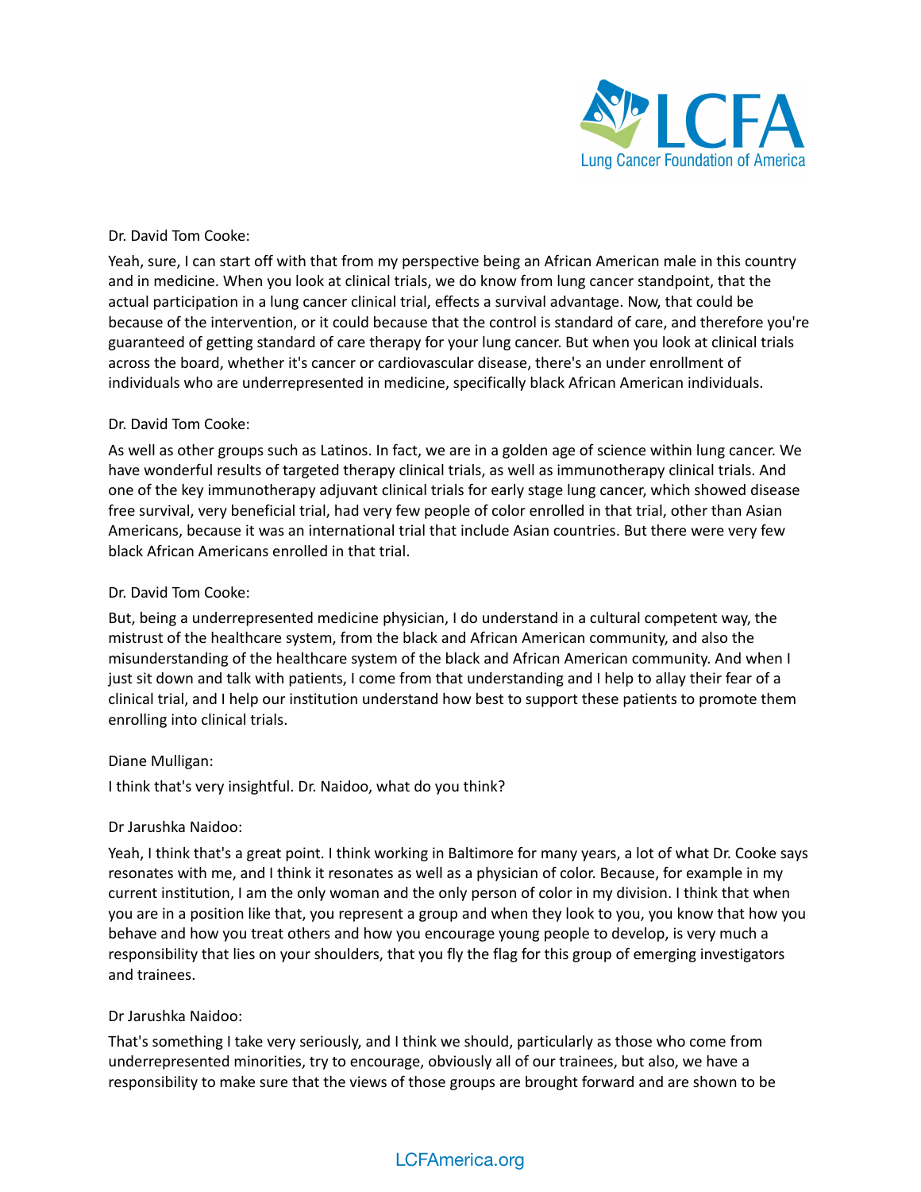Dr. David Tom Cooke:

Yeah, sure, I can start off with that from my perspective being an African American male in this country and in medicine. When you look at clinical trials, we do know from lung cancer standpoint, that the actual participation in a lung cancer clinical trial, effects a survival advantage. Now, that could be because of the intervention, or it could because that the control is standard of care, and therefore you're guaranteed of getting standard of care therapy for your lung cancer. But when you look at clinical trials across the board, whether it's cancer or cardiovascular disease, there's an under enrollment of individuals who are underrepresented in medicine, specifically black African American individuals.

Dr. David Tom Cooke:

As well as other groups such as Latinos. In fact, we are in a golden age of science within lung cancer. We have wonderful results of targeted therapy clinical trials, as well as immunotherapy clinical trials. And one of the key immunotherapy adjuvant clinical trials for early stage lung cancer, which showed disease free survival, very beneficial trial, had very few people of color enrolled in that trial, other than Asian Americans, because it was an international trial that include Asian countries. But there were very few black African Americans enrolled in that trial.

Dr. David Tom Cooke:

But, being a underrepresented medicine physician, I do understand in a cultural competent way, the mistrust of the healthcare system, from the black and African American community, and also the misunderstanding of the healthcare system of the black and African American community. And when I just sit down and talk with patients, I come from that understanding and I help to allay their fear of a clinical trial, and I help our institution understand how best to support these patients to promote them enrolling into clinical trials.

Diane Mulligan:

I think that's very insightful. Dr. Naidoo, what do you think?

Dr Jarushka Naidoo:

Yeah, I think that's a great point. I think working in Baltimore for many years, a lot of what Dr. Cooke says resonates with me, and I think it resonates as well as a physician of color. Because, for example in my current institution, I am the only woman and the only person of color in my division. I think that when you are in a position like that, you represent a group and when they look to you, you know that how you behave and how you treat others and how you encourage young people to develop, is very much a responsibility that lies on your shoulders, that you fly the flag for this group of emerging investigators and trainees.

Dr Jarushka Naidoo:

That's something I take very seriously, and I think we should, particularly as those who come from underrepresented minorities, try to encourage, obviously all of our trainees, but also, we have a responsibility to make sure that the views of those groups are brought forward and are shown to be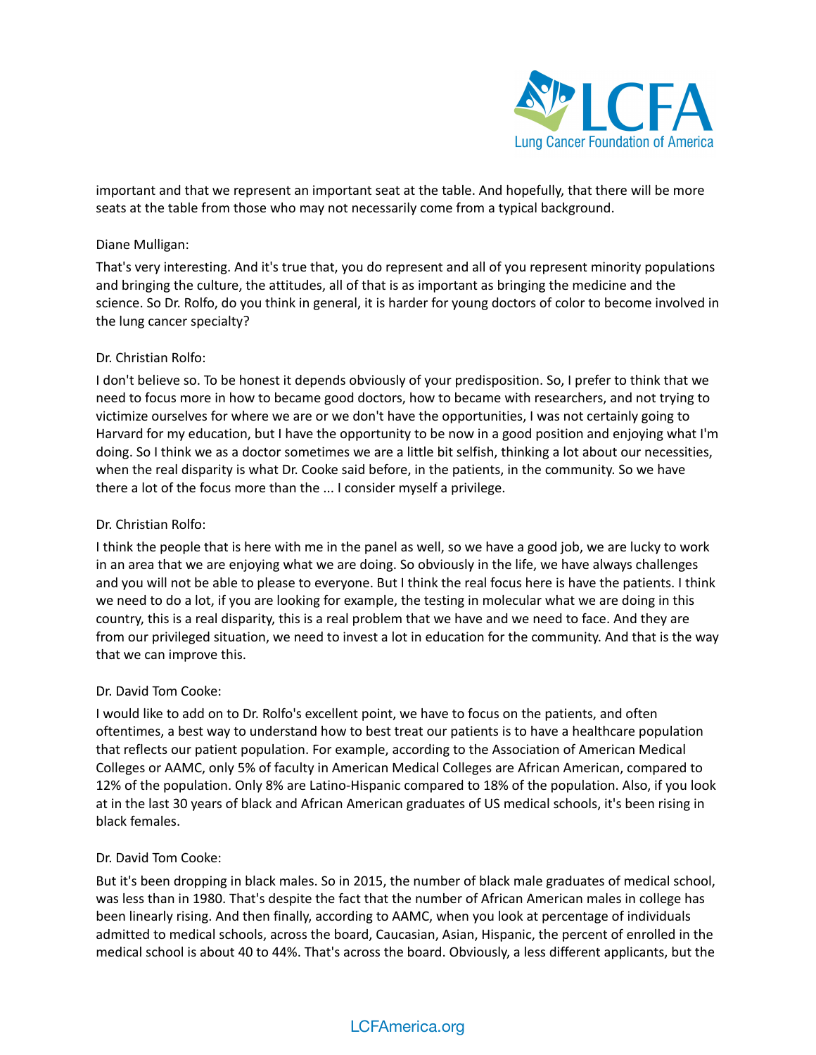important and that we represent an important seat at the table. And hopefully, that there will be more seats at the table from those who may not necessarily come from a typical background.

Diane Mulligan:

That's very interesting. And it's true that, you do represent and all of you represent minority populations and bringing the culture, the attitudes, all of that is as important as bringing the medicine and the science. So Dr. Rolfo, do you think in general, it is harder for young doctors of color to become involved in the lung cancer specialty?

Dr. Christian Rolfo:

I don't believe so. To be honest it depends obviously of your predisposition. So, I prefer to think that we need to focus more in how to became good doctors, how to became with researchers, and not trying to victimize ourselves for where we are or we don't have the opportunities, I was not certainly going to Harvard for my education, but I have the opportunity to be now in a good position and enjoying what I'm doing. So I think we as a doctor sometimes we are a little bit selfish, thinking a lot about our necessities, when the real disparity is what Dr. Cooke said before, in the patients, in the community. So we have there a lot of the focus more than the ... I consider myself a privilege.

Dr. Christian Rolfo:

I think the people that is here with me in the panel as well, so we have a good job, we are lucky to work in an area that we are enjoying what we are doing. So obviously in the life, we have always challenges and you will not be able to please to everyone. But I think the real focus here is have the patients. I think we need to do a lot, if you are looking for example, the testing in molecular what we are doing in this country, this is a real disparity, this is a real problem that we have and we need to face. And they are from our privileged situation, we need to invest a lot in education for the community. And that is the way that we can improve this.

Dr. David Tom Cooke:

I would like to add on to Dr. Rolfo's excellent point, we have to focus on the patients, and often oftentimes, a best way to understand how to best treat our patients is to have a healthcare population that reflects our patient population. For example, according to the Association of American Medical Colleges or AAMC, only 5% of faculty in American Medical Colleges are African American, compared to 12% of the population. Only 8% are Latino-Hispanic compared to 18% of the population. Also, if you look at in the last 30 years of black and African American graduates of US medical schools, it's been rising in black females.

Dr. David Tom Cooke:

But it's been dropping in black males. So in 2015, the number of black male graduates of medical school, was less than in 1980. That's despite the fact that the number of African American males in college has been linearly rising. And then finally, according to AAMC, when you look at percentage of individuals admitted to medical schools, across the board, Caucasian, Asian, Hispanic, the percent of enrolled in the medical school is about 40 to 44%. That's across the board. Obviously, a less different applicants, but the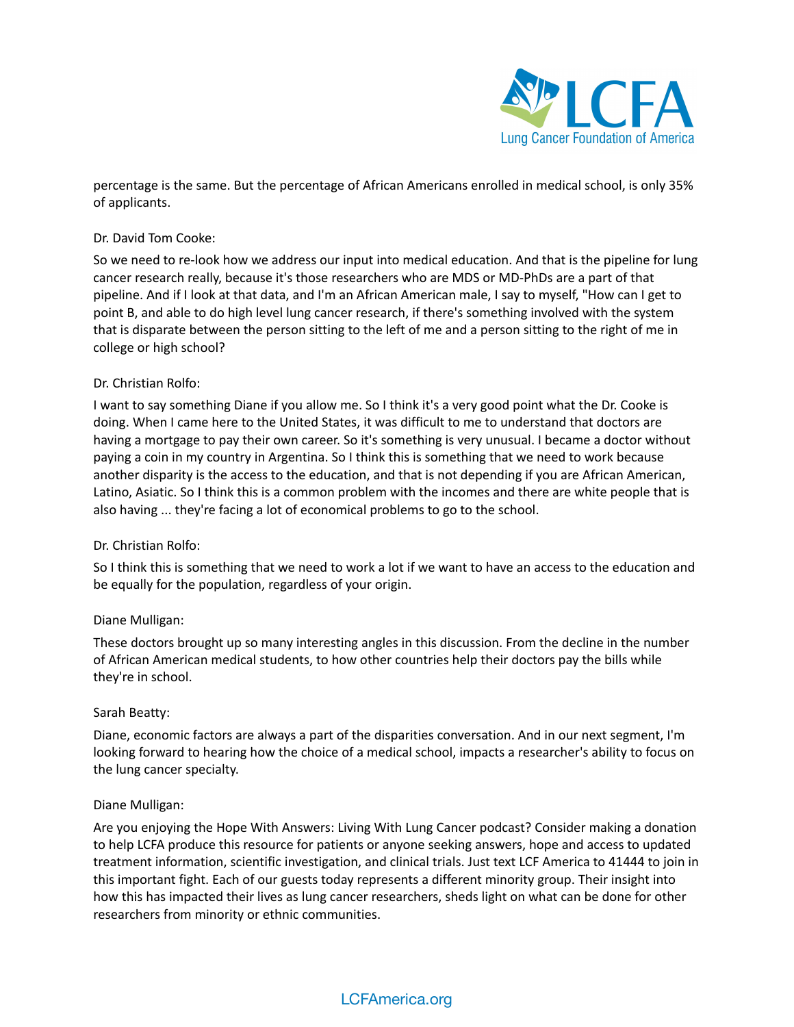percentage is the same. But the percentage of African Americans enrolled in medical school, is only 35% of applicants.

Dr. David Tom Cooke:

So we need to re-look how we address our input into medical education. And that is the pipeline for lung cancer research really, because it's those researchers who are MDS or MD-PhDs are a part of that pipeline. And if I look at that data, and I'm an African American male, I say to myself, "How can I get to point B, and able to do high level lung cancer research, if there's something involved with the system that is disparate between the person sitting to the left of me and a person sitting to the right of me in college or high school?

Dr. Christian Rolfo:

I want to say something Diane if you allow me. So I think it's a very good point what the Dr. Cooke is doing. When I came here to the United States, it was difficult to me to understand that doctors are having a mortgage to pay their own career. So it's something is very unusual. I became a doctor without paying a coin in my country in Argentina. So I think this is something that we need to work because another disparity is the access to the education, and that is not depending if you are African American, Latino, Asiatic. So I think this is a common problem with the incomes and there are white people that is also having ... they're facing a lot of economical problems to go to the school.

Dr. Christian Rolfo:

So I think this is something that we need to work a lot if we want to have an access to the education and be equally for the population, regardless of your origin.

Diane Mulligan:

These doctors brought up so many interesting angles in this discussion. From the decline in the number of African American medical students, to how other countries help their doctors pay the bills while they're in school.

Sarah Beatty:

Diane, economic factors are always a part of the disparities conversation. And in our next segment, I'm looking forward to hearing how the choice of a medical school, impacts a researcher's ability to focus on the lung cancer specialty.

Diane Mulligan:

Are you enjoying the Hope With Answers: Living With Lung Cancer podcast? Consider making a donation to help LCFA produce this resource for patients or anyone seeking answers, hope and access to updated treatment information, scientific investigation, and clinical trials. Just text LCF America to 41444 to join in this important fight. Each of our guests today represents a different minority group. Their insight into how this has impacted their lives as lung cancer researchers, sheds light on what can be done for other researchers from minority or ethnic communities.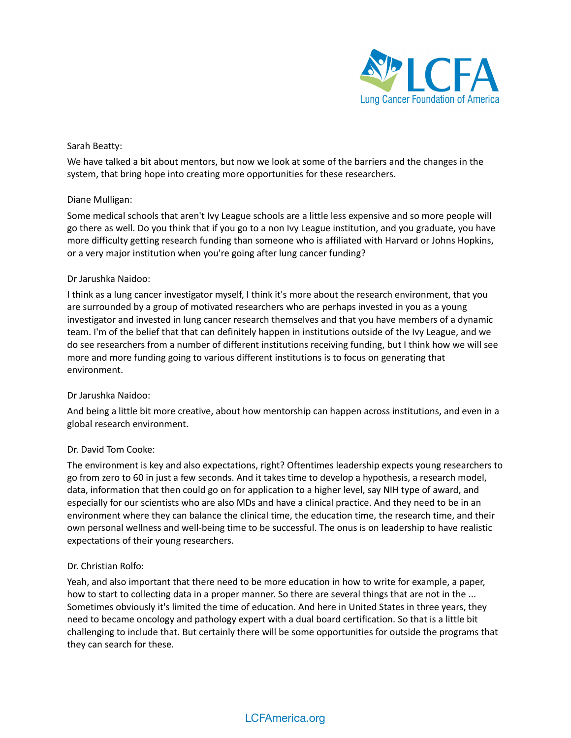Sarah Beatty:

We have talked a bit about mentors, but now we look at some of the barriers and the changes in the system, that bring hope into creating more opportunities for these researchers.

Diane Mulligan:

Some medical schools that aren't Ivy League schools are a little less expensive and so more people will go there as well. Do you think that if you go to a non Ivy League institution, and you graduate, you have more difficulty getting research funding than someone who is affiliated with Harvard or Johns Hopkins, or a very major institution when you're going after lung cancer funding?

Dr Jarushka Naidoo:

I think as a lung cancer investigator myself, I think it's more about the research environment, that you are surrounded by a group of motivated researchers who are perhaps invested in you as a young investigator and invested in lung cancer research themselves and that you have members of a dynamic team. I'm of the belief that that can definitely happen in institutions outside of the Ivy League, and we do see researchers from a number of different institutions receiving funding, but I think how we will see more and more funding going to various different institutions is to focus on generating that environment.

Dr Jarushka Naidoo:

And being a little bit more creative, about how mentorship can happen across institutions, and even in a global research environment.

Dr. David Tom Cooke:

The environment is key and also expectations, right? Oftentimes leadership expects young researchers to go from zero to 60 in just a few seconds. And it takes time to develop a hypothesis, a research model, data, information that then could go on for application to a higher level, say NIH type of award, and especially for our scientists who are also MDs and have a clinical practice. And they need to be in an environment where they can balance the clinical time, the education time, the research time, and their own personal wellness and well-being time to be successful. The onus is on leadership to have realistic expectations of their young researchers.

Dr. Christian Rolfo:

Yeah, and also important that there need to be more education in how to write for example, a paper, how to start to collecting data in a proper manner. So there are several things that are not in the ... Sometimes obviously it's limited the time of education. And here in United States in three years, they need to became oncology and pathology expert with a dual board certification. So that is a little bit challenging to include that. But certainly there will be some opportunities for outside the programs that they can search for these.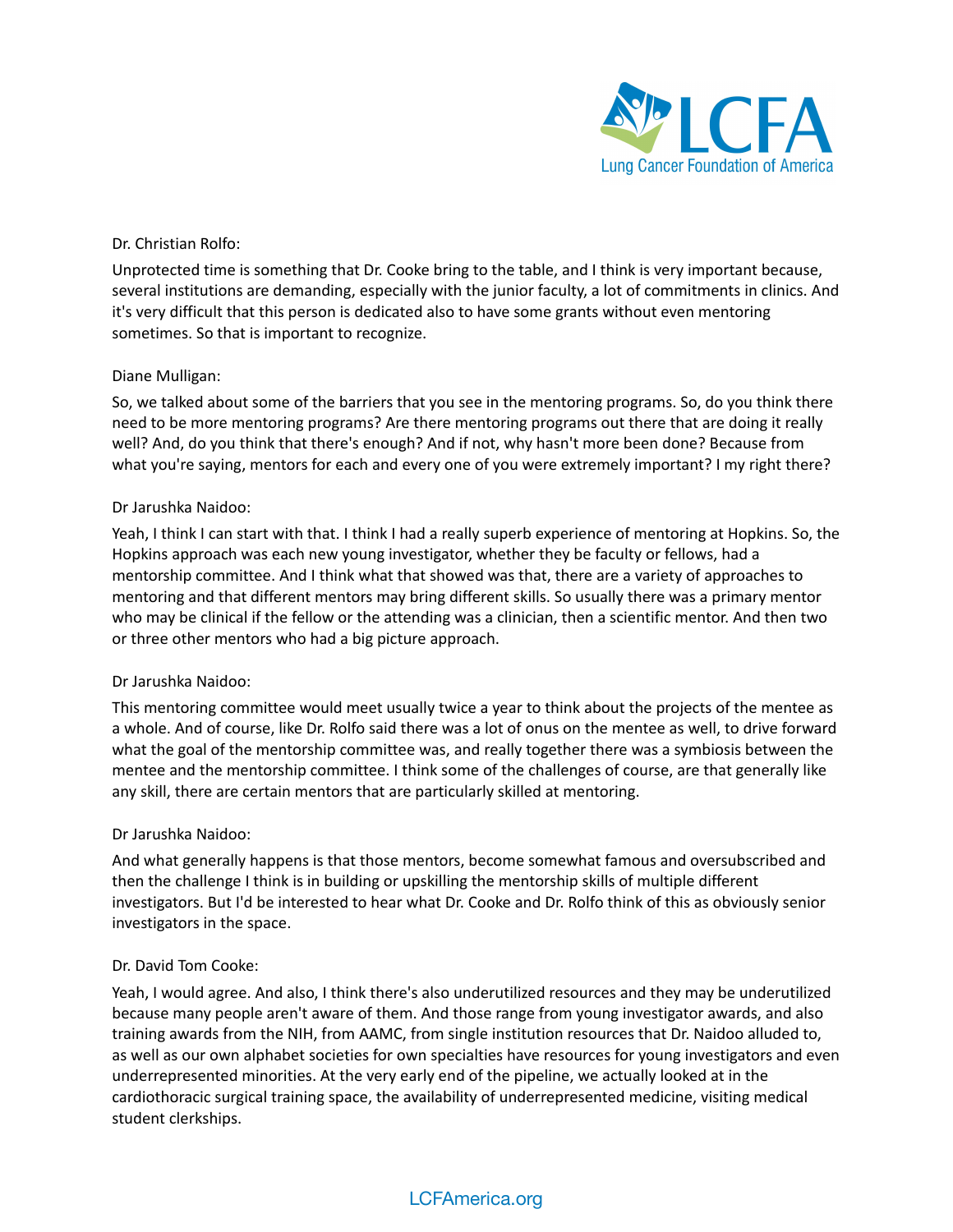Dr. Christian Rolfo:

Unprotected time is something that Dr. Cooke bring to the table, and I think is very important because, several institutions are demanding, especially with the junior faculty, a lot of commitments in clinics. And it's very difficult that this person is dedicated also to have some grants without even mentoring sometimes. So that is important to recognize.

Diane Mulligan:

So, we talked about some of the barriers that you see in the mentoring programs. So, do you think there need to be more mentoring programs? Are there mentoring programs out there that are doing it really well? And, do you think that there's enough? And if not, why hasn't more been done? Because from what you're saying, mentors for each and every one of you were extremely important? I my right there?

Dr Jarushka Naidoo:

Yeah, I think I can start with that. I think I had a really superb experience of mentoring at Hopkins. So, the Hopkins approach was each new young investigator, whether they be faculty or fellows, had a mentorship committee. And I think what that showed was that, there are a variety of approaches to mentoring and that different mentors may bring different skills. So usually there was a primary mentor who may be clinical if the fellow or the attending was a clinician, then a scientific mentor. And then two or three other mentors who had a big picture approach.

Dr Jarushka Naidoo:

This mentoring committee would meet usually twice a year to think about the projects of the mentee as a whole. And of course, like Dr. Rolfo said there was a lot of onus on the mentee as well, to drive forward what the goal of the mentorship committee was, and really together there was a symbiosis between the mentee and the mentorship committee. I think some of the challenges of course, are that generally like any skill, there are certain mentors that are particularly skilled at mentoring.

Dr Jarushka Naidoo:

And what generally happens is that those mentors, become somewhat famous and oversubscribed and then the challenge I think is in building or upskilling the mentorship skills of multiple different investigators. But I'd be interested to hear what Dr. Cooke and Dr. Rolfo think of this as obviously senior investigators in the space.

Dr. David Tom Cooke:

Yeah, I would agree. And also, I think there's also underutilized resources and they may be underutilized because many people aren't aware of them. And those range from young investigator awards, and also training awards from the NIH, from AAMC, from single institution resources that Dr. Naidoo alluded to, as well as our own alphabet societies for own specialties have resources for young investigators and even underrepresented minorities. At the very early end of the pipeline, we actually looked at in the cardiothoracic surgical training space, the availability of underrepresented medicine, visiting medical student clerkships.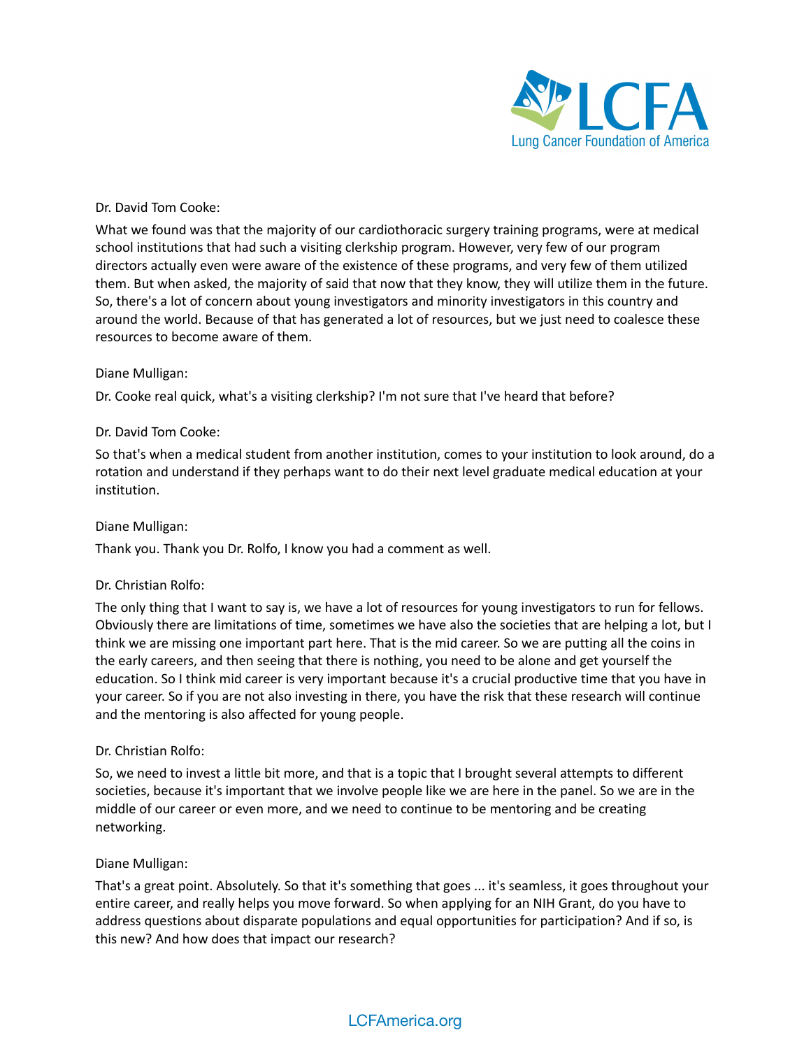Dr. David Tom Cooke:

What we found was that the majority of our cardiothoracic surgery training programs, were at medical school institutions that had such a visiting clerkship program. However, very few of our program directors actually even were aware of the existence of these programs, and very few of them utilized them. But when asked, the majority of said that now that they know, they will utilize them in the future. So, there's a lot of concern about young investigators and minority investigators in this country and around the world. Because of that has generated a lot of resources, but we just need to coalesce these resources to become aware of them.

Diane Mulligan:

Dr. Cooke real quick, what's a visiting clerkship? I'm not sure that I've heard that before?

Dr. David Tom Cooke:

So that's when a medical student from another institution, comes to your institution to look around, do a rotation and understand if they perhaps want to do their next level graduate medical education at your institution.

Diane Mulligan:

Thank you. Thank you Dr. Rolfo, I know you had a comment as well.

Dr. Christian Rolfo:

The only thing that I want to say is, we have a lot of resources for young investigators to run for fellows. Obviously there are limitations of time, sometimes we have also the societies that are helping a lot, but I think we are missing one important part here. That is the mid career. So we are putting all the coins in the early careers, and then seeing that there is nothing, you need to be alone and get yourself the education. So I think mid career is very important because it's a crucial productive time that you have in your career. So if you are not also investing in there, you have the risk that these research will continue and the mentoring is also affected for young people.

Dr. Christian Rolfo:

So, we need to invest a little bit more, and that is a topic that I brought several attempts to different societies, because it's important that we involve people like we are here in the panel. So we are in the middle of our career or even more, and we need to continue to be mentoring and be creating networking.

Diane Mulligan:

That's a great point. Absolutely. So that it's something that goes ... it's seamless, it goes throughout your entire career, and really helps you move forward. So when applying for an NIH Grant, do you have to address questions about disparate populations and equal opportunities for participation? And if so, is this new? And how does that impact our research?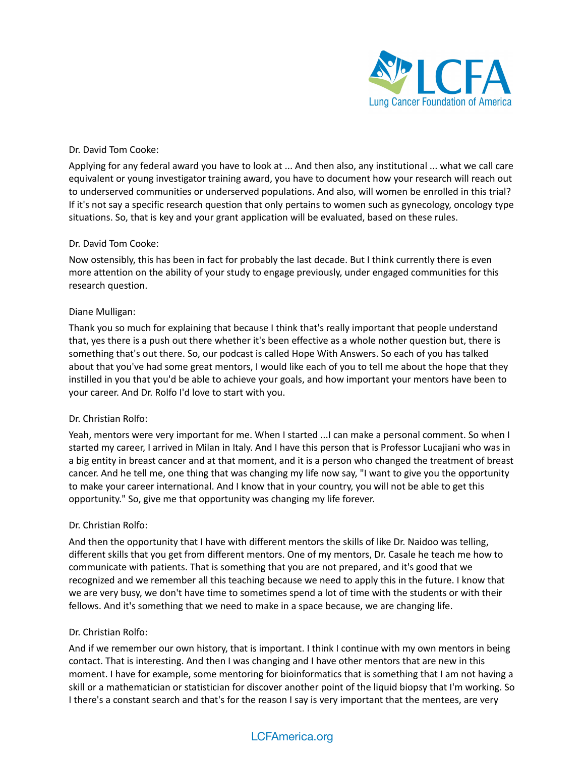Dr. David Tom Cooke:

Applying for any federal award you have to look at ... And then also, any institutional ... what we call care equivalent or young investigator training award, you have to document how your research will reach out to underserved communities or underserved populations. And also, will women be enrolled in this trial? If it's not say a specific research question that only pertains to women such as gynecology, oncology type situations. So, that is key and your grant application will be evaluated, based on these rules.

Dr. David Tom Cooke:

Now ostensibly, this has been in fact for probably the last decade. But I think currently there is even more attention on the ability of your study to engage previously, under engaged communities for this research question.

Diane Mulligan:

Thank you so much for explaining that because I think that's really important that people understand that, yes there is a push out there whether it's been effective as a whole nother question but, there is something that's out there. So, our podcast is called Hope With Answers. So each of you has talked about that you've had some great mentors, I would like each of you to tell me about the hope that they instilled in you that you'd be able to achieve your goals, and how important your mentors have been to your career. And Dr. Rolfo I'd love to start with you.

Dr. Christian Rolfo:

Yeah, mentors were very important for me. When I started ...I can make a personal comment. So when I started my career, I arrived in Milan in Italy. And I have this person that is Professor Lucajiani who was in a big entity in breast cancer and at that moment, and it is a person who changed the treatment of breast cancer. And he tell me, one thing that was changing my life now say, "I want to give you the opportunity to make your career international. And I know that in your country, you will not be able to get this opportunity." So, give me that opportunity was changing my life forever.

Dr. Christian Rolfo:

And then the opportunity that I have with different mentors the skills of like Dr. Naidoo was telling, different skills that you get from different mentors. One of my mentors, Dr. Casale he teach me how to communicate with patients. That is something that you are not prepared, and it's good that we recognized and we remember all this teaching because we need to apply this in the future. I know that we are very busy, we don't have time to sometimes spend a lot of time with the students or with their fellows. And it's something that we need to make in a space because, we are changing life.

Dr. Christian Rolfo:

And if we remember our own history, that is important. I think I continue with my own mentors in being contact. That is interesting. And then I was changing and I have other mentors that are new in this moment. I have for example, some mentoring for bioinformatics that is something that I am not having a skill or a mathematician or statistician for discover another point of the liquid biopsy that I'm working. So I there's a constant search and that's for the reason I say is very important that the mentees, are very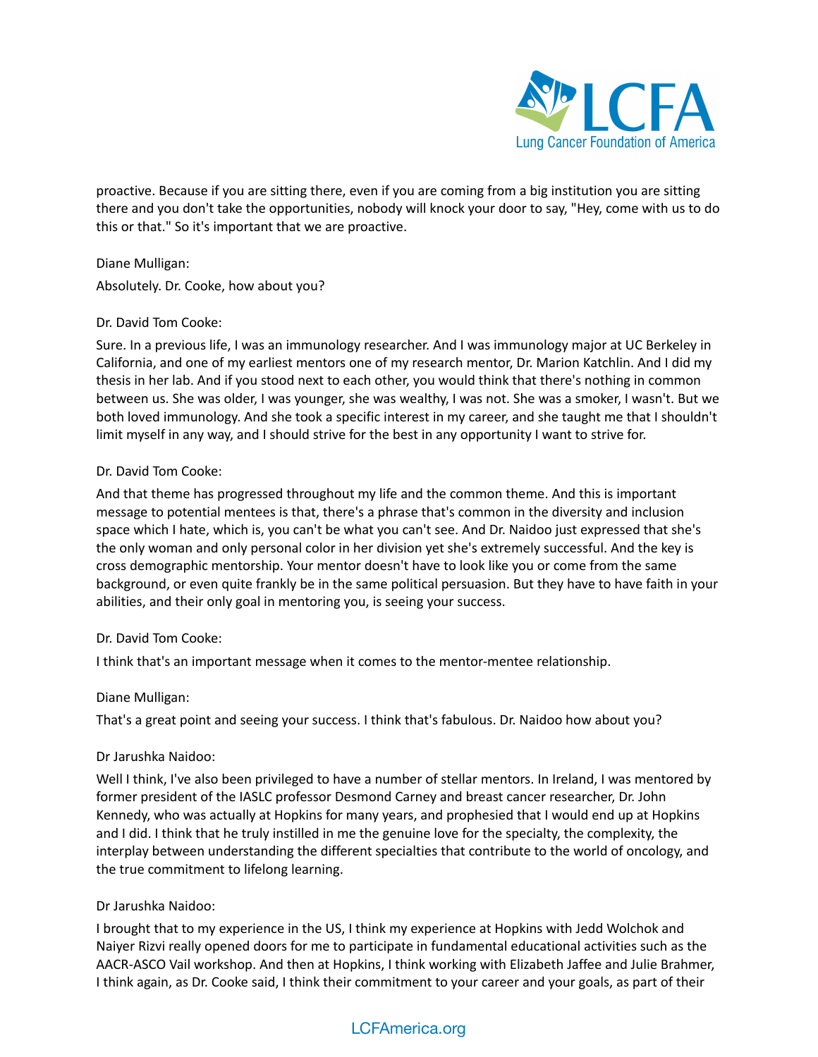proactive. Because if you are sitting there, even if you are coming from a big institution you are sitting there and you don't take the opportunities, nobody will knock your door to say, "Hey, come with us to do this or that." So it's important that we are proactive.

Diane Mulligan:

Absolutely. Dr. Cooke, how about you?

Dr. David Tom Cooke:

Sure. In a previous life, I was an immunology researcher. And I was immunology major at UC Berkeley in California, and one of my earliest mentors one of my research mentor, Dr. Marion Katchlin. And I did my thesis in her lab. And if you stood next to each other, you would think that there's nothing in common between us. She was older, I was younger, she was wealthy, I was not. She was a smoker, I wasn't. But we both loved immunology. And she took a specific interest in my career, and she taught me that I shouldn't limit myself in any way, and I should strive for the best in any opportunity I want to strive for.

Dr. David Tom Cooke:

And that theme has progressed throughout my life and the common theme. And this is important message to potential mentees is that, there's a phrase that's common in the diversity and inclusion space which I hate, which is, you can't be what you can't see. And Dr. Naidoo just expressed that she's the only woman and only personal color in her division yet she's extremely successful. And the key is cross demographic mentorship. Your mentor doesn't have to look like you or come from the same background, or even quite frankly be in the same political persuasion. But they have to have faith in your abilities, and their only goal in mentoring you, is seeing your success.

Dr. David Tom Cooke:

I think that's an important message when it comes to the mentor-mentee relationship.

Diane Mulligan:

That's a great point and seeing your success. I think that's fabulous. Dr. Naidoo how about you?

Dr Jarushka Naidoo:

Well I think, I've also been privileged to have a number of stellar mentors. In Ireland, I was mentored by former president of the IASLC professor Desmond Carney and breast cancer researcher, Dr. John Kennedy, who was actually at Hopkins for many years, and prophesied that I would end up at Hopkins and I did. I think that he truly instilled in me the genuine love for the specialty, the complexity, the interplay between understanding the different specialties that contribute to the world of oncology, and the true commitment to lifelong learning.

Dr Jarushka Naidoo:

I brought that to my experience in the US, I think my experience at Hopkins with Jedd Wolchok and Naiyer Rizvi really opened doors for me to participate in fundamental educational activities such as the AACR-ASCO Vail workshop. And then at Hopkins, I think working with Elizabeth Jaffee and Julie Brahmer, I think again, as Dr. Cooke said, I think their commitment to your career and your goals, as part of their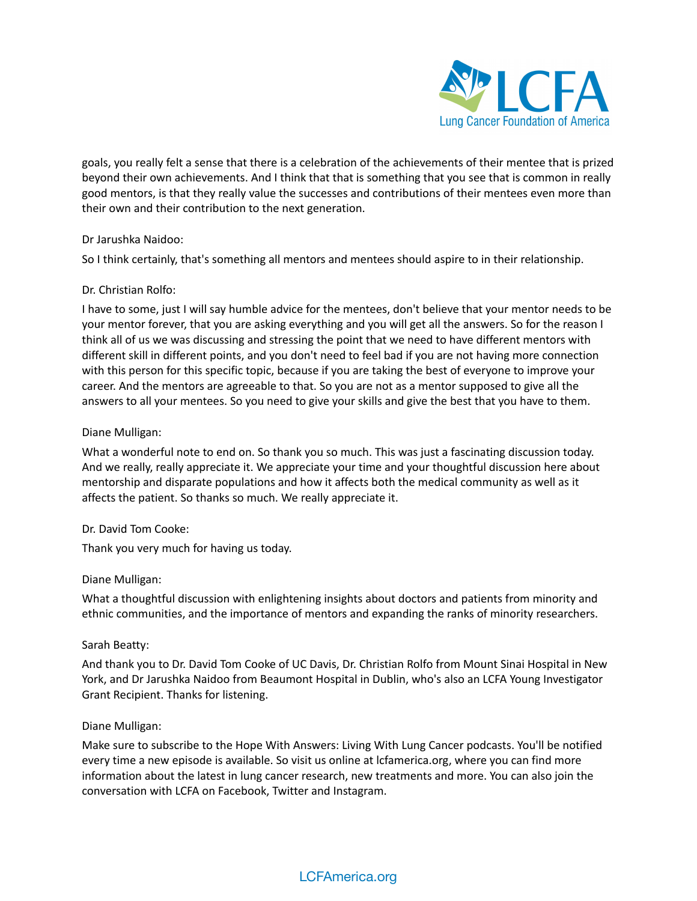goals, you really felt a sense that there is a celebration of the achievements of their mentee that is prized beyond their own achievements. And I think that that is something that you see that is common in really good mentors, is that they really value the successes and contributions of their mentees even more than their own and their contribution to the next generation.

Dr Jarushka Naidoo:

So I think certainly, that's something all mentors and mentees should aspire to in their relationship.

Dr. Christian Rolfo:

I have to some, just I will say humble advice for the mentees, don't believe that your mentor needs to be your mentor forever, that you are asking everything and you will get all the answers. So for the reason I think all of us we was discussing and stressing the point that we need to have different mentors with different skill in different points, and you don't need to feel bad if you are not having more connection with this person for this specific topic, because if you are taking the best of everyone to improve your career. And the mentors are agreeable to that. So you are not as a mentor supposed to give all the answers to all your mentees. So you need to give your skills and give the best that you have to them.

Diane Mulligan:

What a wonderful note to end on. So thank you so much. This was just a fascinating discussion today. And we really, really appreciate it. We appreciate your time and your thoughtful discussion here about mentorship and disparate populations and how it affects both the medical community as well as it affects the patient. So thanks so much. We really appreciate it.

Dr. David Tom Cooke:

Thank you very much for having us today.

Diane Mulligan:

What a thoughtful discussion with enlightening insights about doctors and patients from minority and ethnic communities, and the importance of mentors and expanding the ranks of minority researchers.

Sarah Beatty:

And thank you to Dr. David Tom Cooke of UC Davis, Dr. Christian Rolfo from Mount Sinai Hospital in New York, and Dr Jarushka Naidoo from Beaumont Hospital in Dublin, who's also an LCFA Young Investigator Grant Recipient. Thanks for listening.

Diane Mulligan:

Make sure to subscribe to the Hope With Answers: Living With Lung Cancer podcasts. You'll be notified every time a new episode is available. So visit us online at lcfamerica.org, where you can find more information about the latest in lung cancer research, new treatments and more. You can also join the conversation with LCFA on Facebook, Twitter and Instagram.